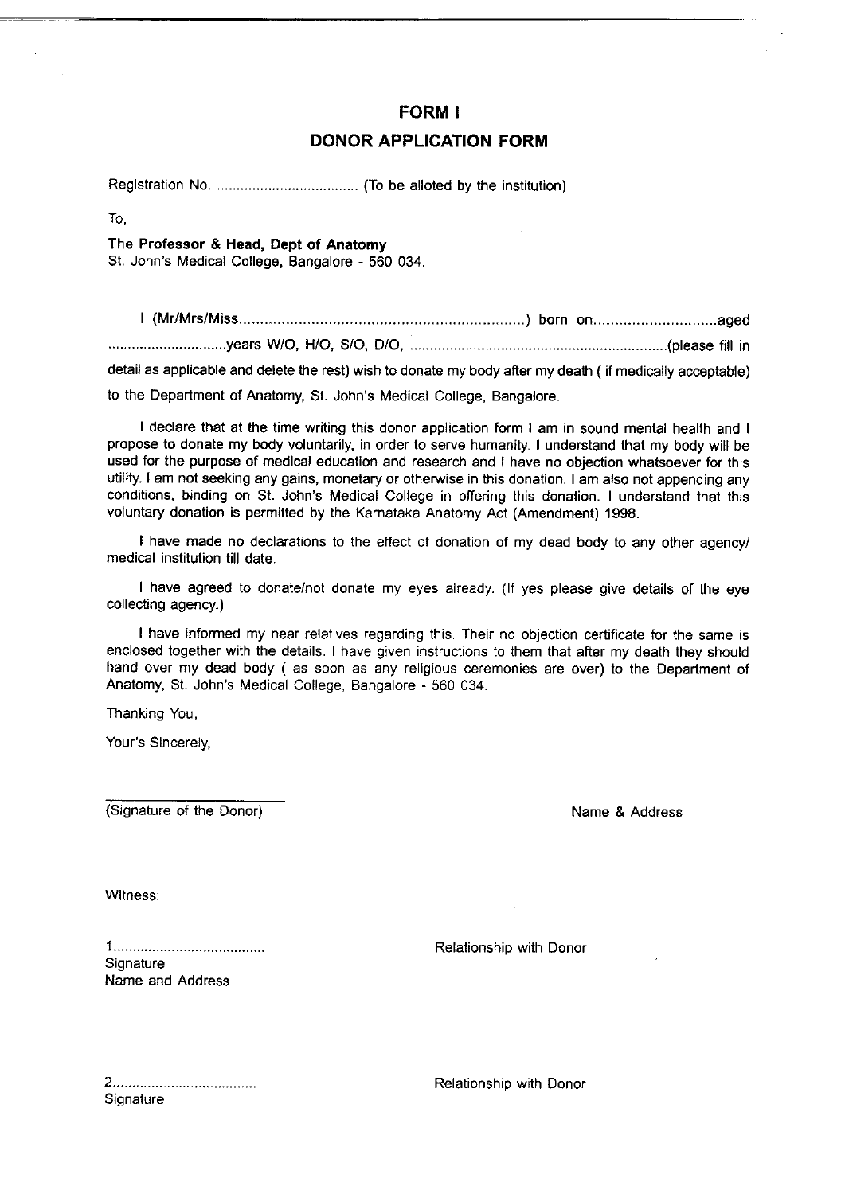# FORM I

## DONOR APPLICATION FORM

Registration No. .................................... (To be alloted by the institution)

To,

**The Professor & Head, Dept of Anatomy**
St. John's Medical College, Bangalore - 560 034.

I (Mr/Mrs/Miss.....................................................................) born on.............................aged .............................years W/O, H/O, S/O, D/O, ................................................................(please fill in detail as applicable and delete the rest) wish to donate my body after my death ( if medically acceptable) to the Department of Anatomy, St. John's Medical College, Bangalore.

I declare that at the time writing this donor application form I am in sound mental health and I propose to donate my body voluntarily, in order to serve humanity. I understand that my body will be used for the purpose of medical education and research and I have no objection whatsoever for this utility. I am not seeking any gains, monetary or otherwise in this donation. I am also not appending any conditions, binding on St. John's Medical College in offering this donation. I understand that this voluntary donation is permitted by the Karnataka Anatomy Act (Amendment) 1998.

I have made no declarations to the effect of donation of my dead body to any other agency/ medical institution till date.

I have agreed to donate/not donate my eyes already. (If yes please give details of the eye collecting agency.)

I have informed my near relatives regarding this. Their no objection certificate for the same is enclosed together with the details. I have given instructions to them that after my death they should hand over my dead body ( as soon as any religious ceremonies are over) to the Department of Anatomy, St. John's Medical College, Bangalore - 560 034.

Thanking You,

Your's Sincerely,

______________________
(Signature of the Donor)

Name & Address

Witness:

1.......................................
Signature
Name and Address

Relationship with Donor

2.....................................
Signature

Relationship with Donor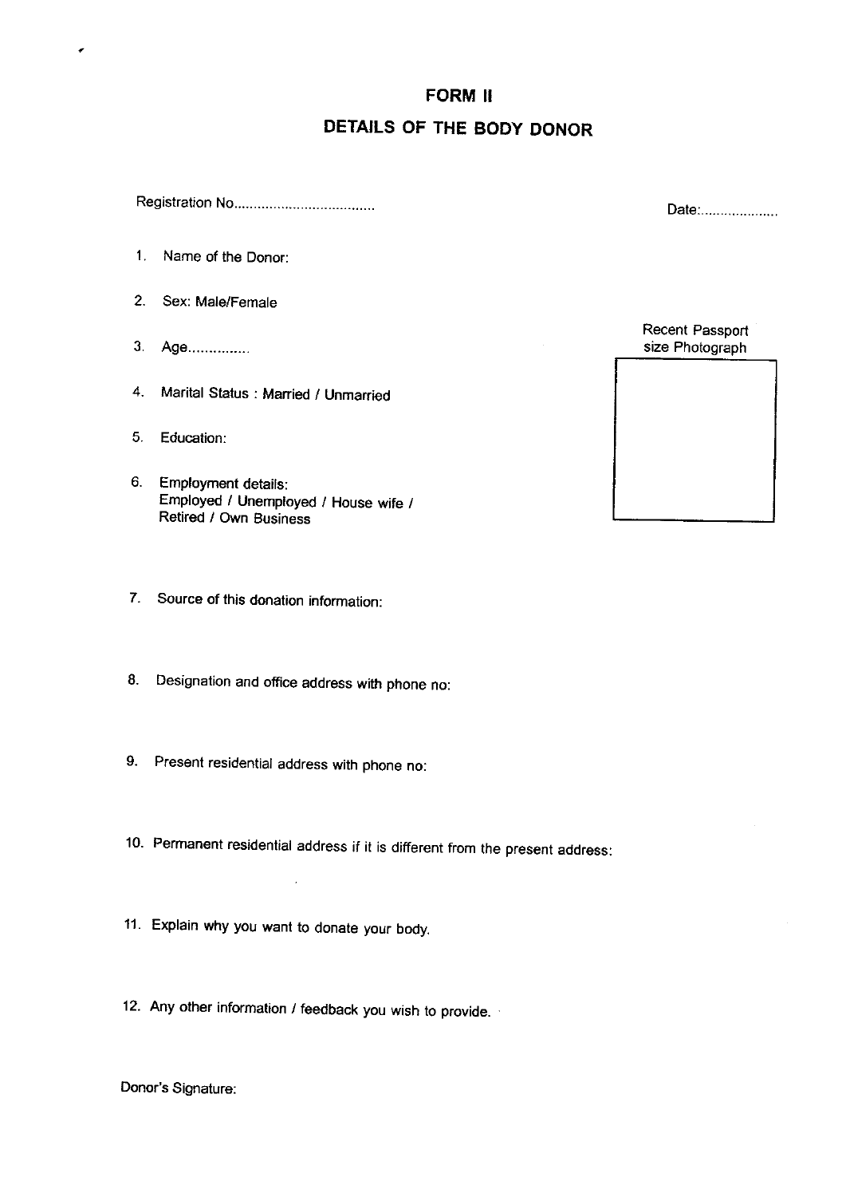# FORM II

## DETAILS OF THE BODY DONOR

Registration No.................................... Date:....................

1. Name of the Donor:

2. Sex: Male/Female

3. Age...............

4. Marital Status : Married / Unmarried

5. Education:

6. Employment details:
   Employed / Unemployed / House wife /
   Retired / Own Business

Recent Passport size Photograph

7. Source of this donation information:

8. Designation and office address with phone no:

9. Present residential address with phone no:

10. Permanent residential address if it is different from the present address:

11. Explain why you want to donate your body.

12. Any other information / feedback you wish to provide.

Donor's Signature: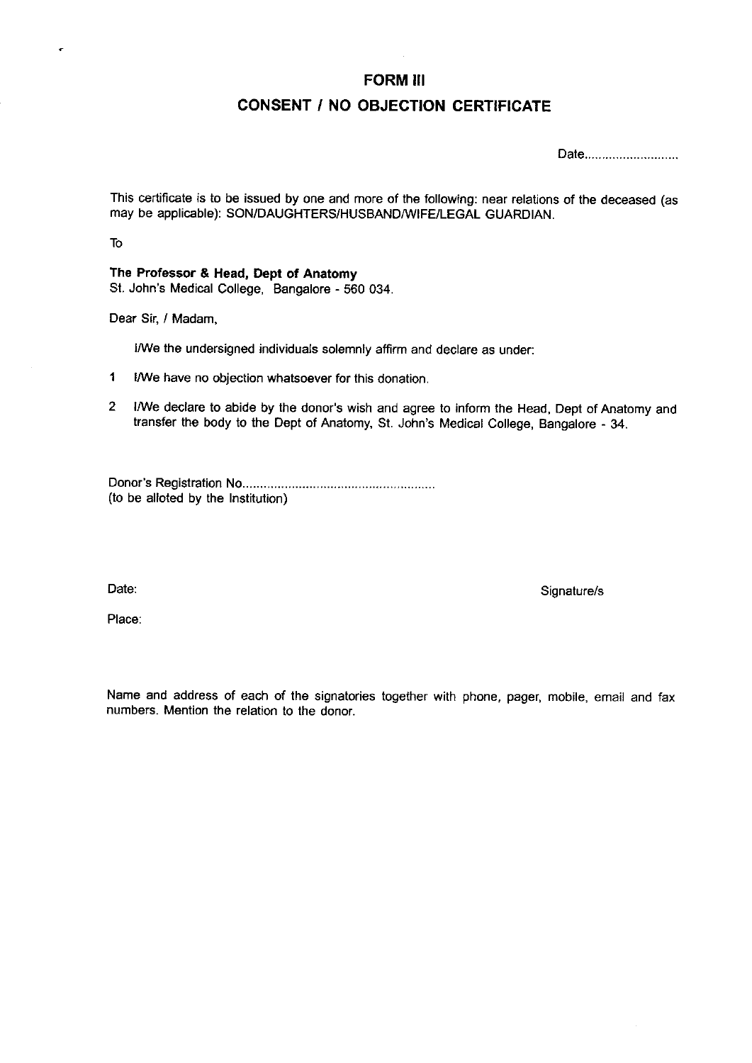# FORM III

## CONSENT / NO OBJECTION CERTIFICATE

Date...........................

This certificate is to be issued by one and more of the following: near relations of the deceased (as may be applicable): SON/DAUGHTERS/HUSBAND/WIFE/LEGAL GUARDIAN.

To

**The Professor & Head, Dept of Anatomy**
St. John's Medical College, Bangalore - 560 034.

Dear Sir, / Madam,

I/We the undersigned individuals solemnly affirm and declare as under:

1 I/We have no objection whatsoever for this donation.

2 I/We declare to abide by the donor's wish and agree to inform the Head, Dept of Anatomy and transfer the body to the Dept of Anatomy, St. John's Medical College, Bangalore - 34.

Donor's Registration No.......................................................
(to be alloted by the Institution)

Date:

Signature/s

Place:

Name and address of each of the signatories together with phone, pager, mobile, email and fax numbers. Mention the relation to the donor.